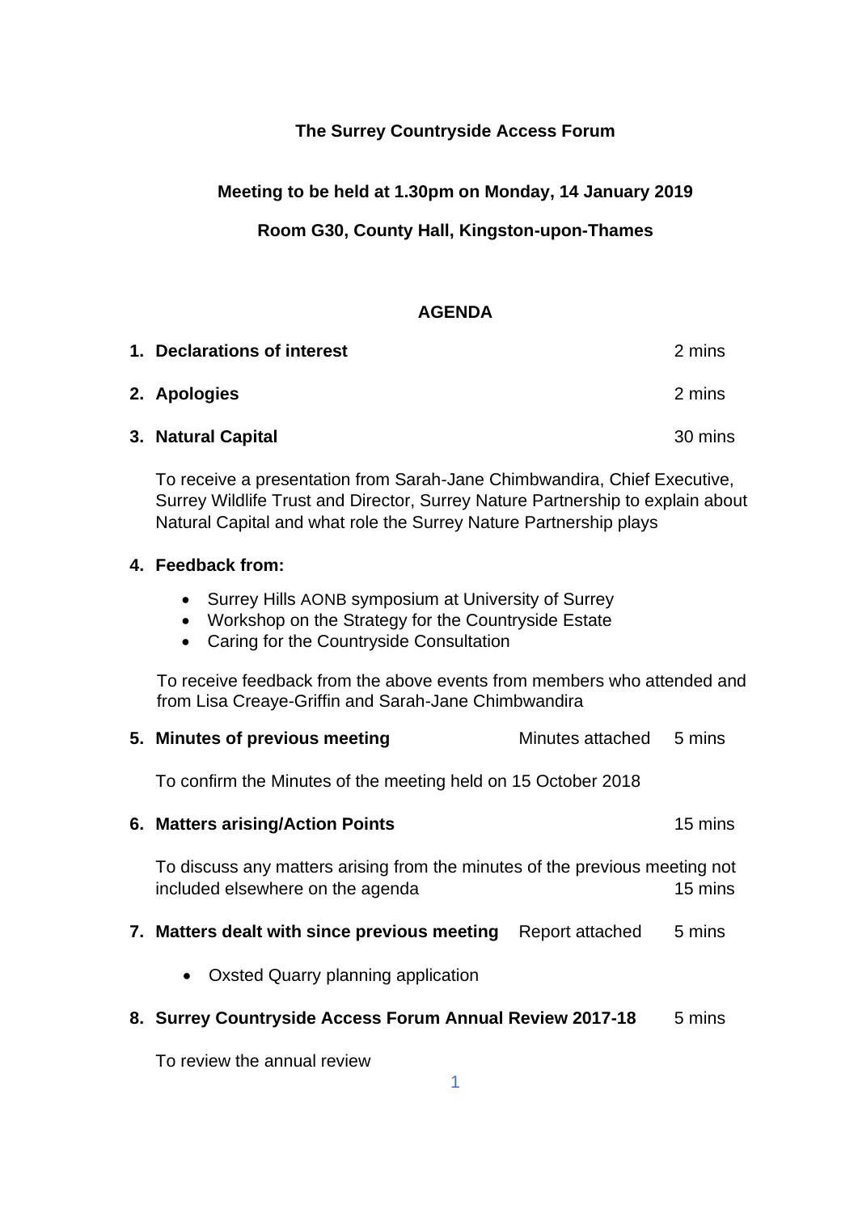**The Surrey Countryside Access Forum**

**Meeting to be held at 1.30pm on Monday, 14 January 2019**

**Room G30, County Hall, Kingston-upon-Thames**

**AGENDA**

1. **Declarations of interest** 2 mins

2. **Apologies** 2 mins

3. **Natural Capital** 30 mins

   To receive a presentation from Sarah-Jane Chimbwandira, Chief Executive, Surrey Wildlife Trust and Director, Surrey Nature Partnership to explain about Natural Capital and what role the Surrey Nature Partnership plays

4. **Feedback from:**

   - Surrey Hills AONB symposium at University of Surrey
   - Workshop on the Strategy for the Countryside Estate
   - Caring for the Countryside Consultation

   To receive feedback from the above events from members who attended and from Lisa Creaye-Griffin and Sarah-Jane Chimbwandira

5. **Minutes of previous meeting** Minutes attached 5 mins

   To confirm the Minutes of the meeting held on 15 October 2018

6. **Matters arising/Action Points** 15 mins

   To discuss any matters arising from the minutes of the previous meeting not included elsewhere on the agenda 15 mins

7. **Matters dealt with since previous meeting** Report attached 5 mins

   - Oxsted Quarry planning application

8. **Surrey Countryside Access Forum Annual Review 2017-18** 5 mins

   To review the annual review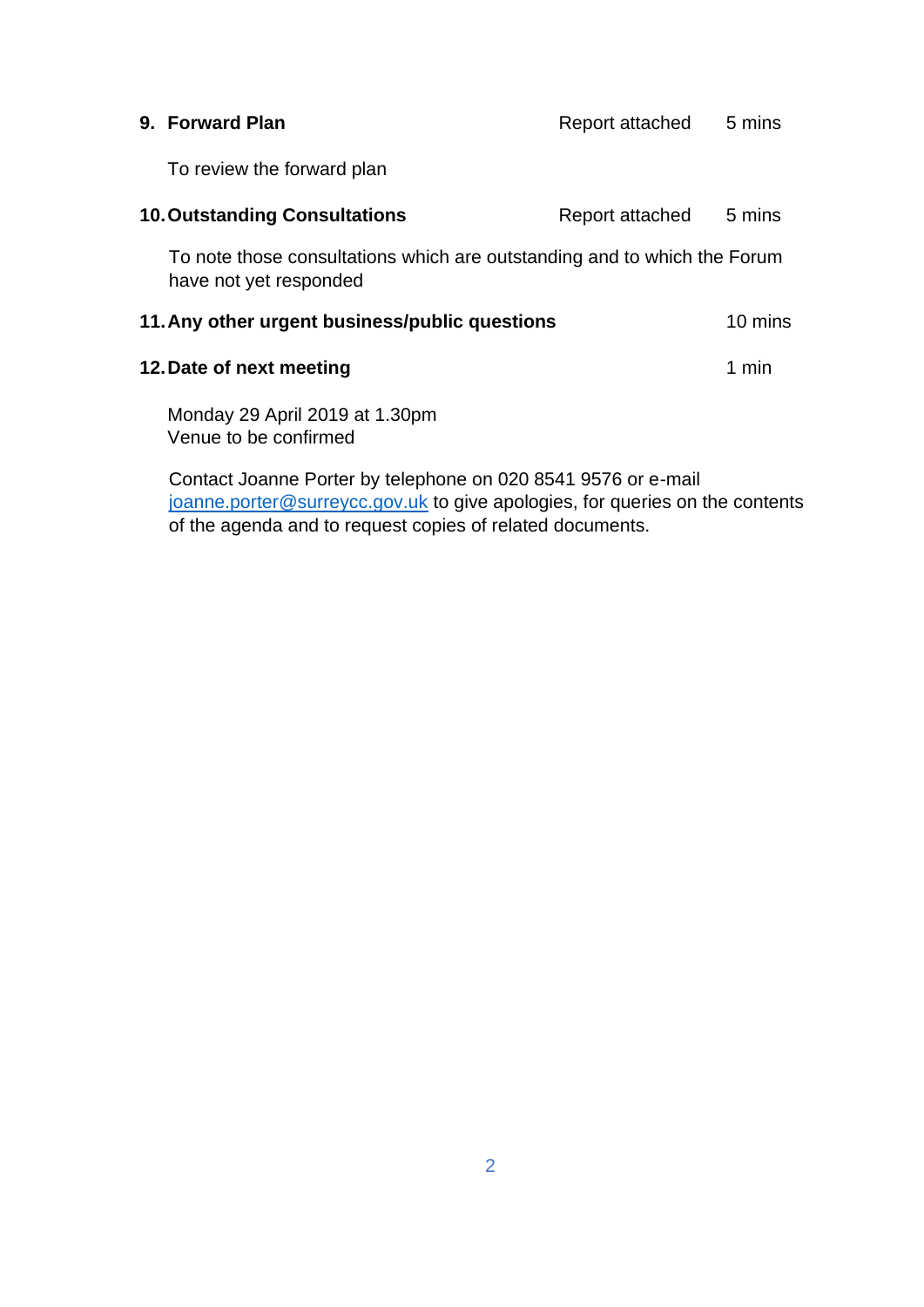**9. Forward Plan** Report attached 5 mins

To review the forward plan

**10. Outstanding Consultations** Report attached 5 mins

To note those consultations which are outstanding and to which the Forum have not yet responded

**11. Any other urgent business/public questions** 10 mins

**12. Date of next meeting** 1 min

Monday 29 April 2019 at 1.30pm
Venue to be confirmed

Contact Joanne Porter by telephone on 020 8541 9576 or e-mail joanne.porter@surreycc.gov.uk to give apologies, for queries on the contents of the agenda and to request copies of related documents.